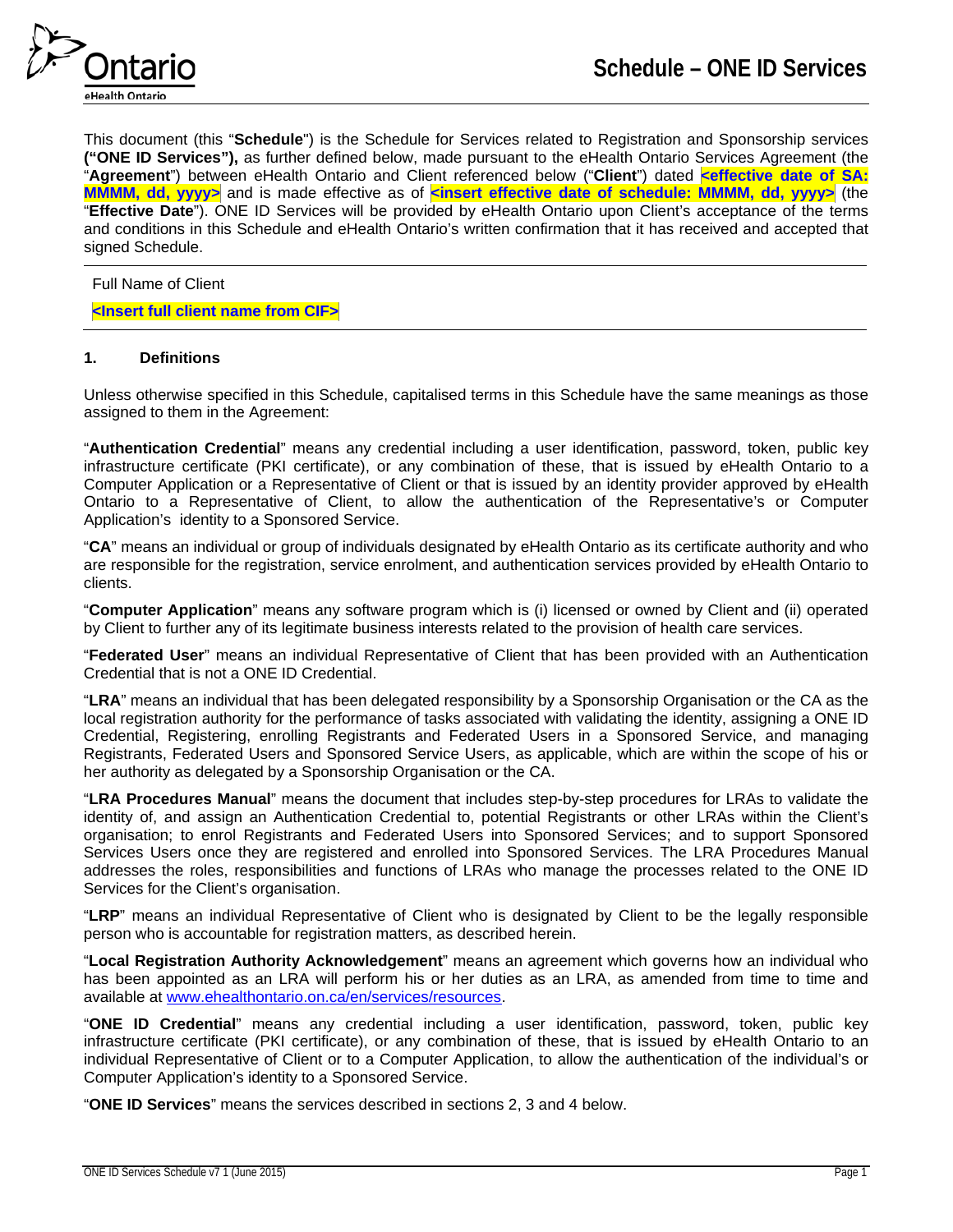# Schedule – ONE ID Services

This document (this "**Schedule**") is the Schedule for Services related to Registration and Sponsorship services **("ONE ID Services"),** as further defined below, made pursuant to the eHealth Ontario Services Agreement (the "**Agreement**") between eHealth Ontario and Client referenced below ("**Client**") dated **<effective date of SA: MMMM, dd, yyyy>** and is made effective as of **<insert effective date of schedule: MMMM, dd, yyyy>** (the "**Effective Date**"). ONE ID Services will be provided by eHealth Ontario upon Client's acceptance of the terms and conditions in this Schedule and eHealth Ontario's written confirmation that it has received and accepted that signed Schedule.

---

Full Name of Client

**<Insert full client name from CIF>**

---

## 1. Definitions

Unless otherwise specified in this Schedule, capitalised terms in this Schedule have the same meanings as those assigned to them in the Agreement:

"**Authentication Credential**" means any credential including a user identification, password, token, public key infrastructure certificate (PKI certificate), or any combination of these, that is issued by eHealth Ontario to a Computer Application or a Representative of Client or that is issued by an identity provider approved by eHealth Ontario to a Representative of Client, to allow the authentication of the Representative's or Computer Application's identity to a Sponsored Service.

"**CA**" means an individual or group of individuals designated by eHealth Ontario as its certificate authority and who are responsible for the registration, service enrolment, and authentication services provided by eHealth Ontario to clients.

"**Computer Application**" means any software program which is (i) licensed or owned by Client and (ii) operated by Client to further any of its legitimate business interests related to the provision of health care services.

"**Federated User**" means an individual Representative of Client that has been provided with an Authentication Credential that is not a ONE ID Credential.

"**LRA**" means an individual that has been delegated responsibility by a Sponsorship Organisation or the CA as the local registration authority for the performance of tasks associated with validating the identity, assigning a ONE ID Credential, Registering, enrolling Registrants and Federated Users in a Sponsored Service, and managing Registrants, Federated Users and Sponsored Service Users, as applicable, which are within the scope of his or her authority as delegated by a Sponsorship Organisation or the CA.

"**LRA Procedures Manual**" means the document that includes step-by-step procedures for LRAs to validate the identity of, and assign an Authentication Credential to, potential Registrants or other LRAs within the Client's organisation; to enrol Registrants and Federated Users into Sponsored Services; and to support Sponsored Services Users once they are registered and enrolled into Sponsored Services. The LRA Procedures Manual addresses the roles, responsibilities and functions of LRAs who manage the processes related to the ONE ID Services for the Client's organisation.

"**LRP**" means an individual Representative of Client who is designated by Client to be the legally responsible person who is accountable for registration matters, as described herein.

"**Local Registration Authority Acknowledgement**" means an agreement which governs how an individual who has been appointed as an LRA will perform his or her duties as an LRA, as amended from time to time and available at www.ehealthontario.on.ca/en/services/resources.

"**ONE ID Credential**" means any credential including a user identification, password, token, public key infrastructure certificate (PKI certificate), or any combination of these, that is issued by eHealth Ontario to an individual Representative of Client or to a Computer Application, to allow the authentication of the individual's or Computer Application's identity to a Sponsored Service.

"**ONE ID Services**" means the services described in sections 2, 3 and 4 below.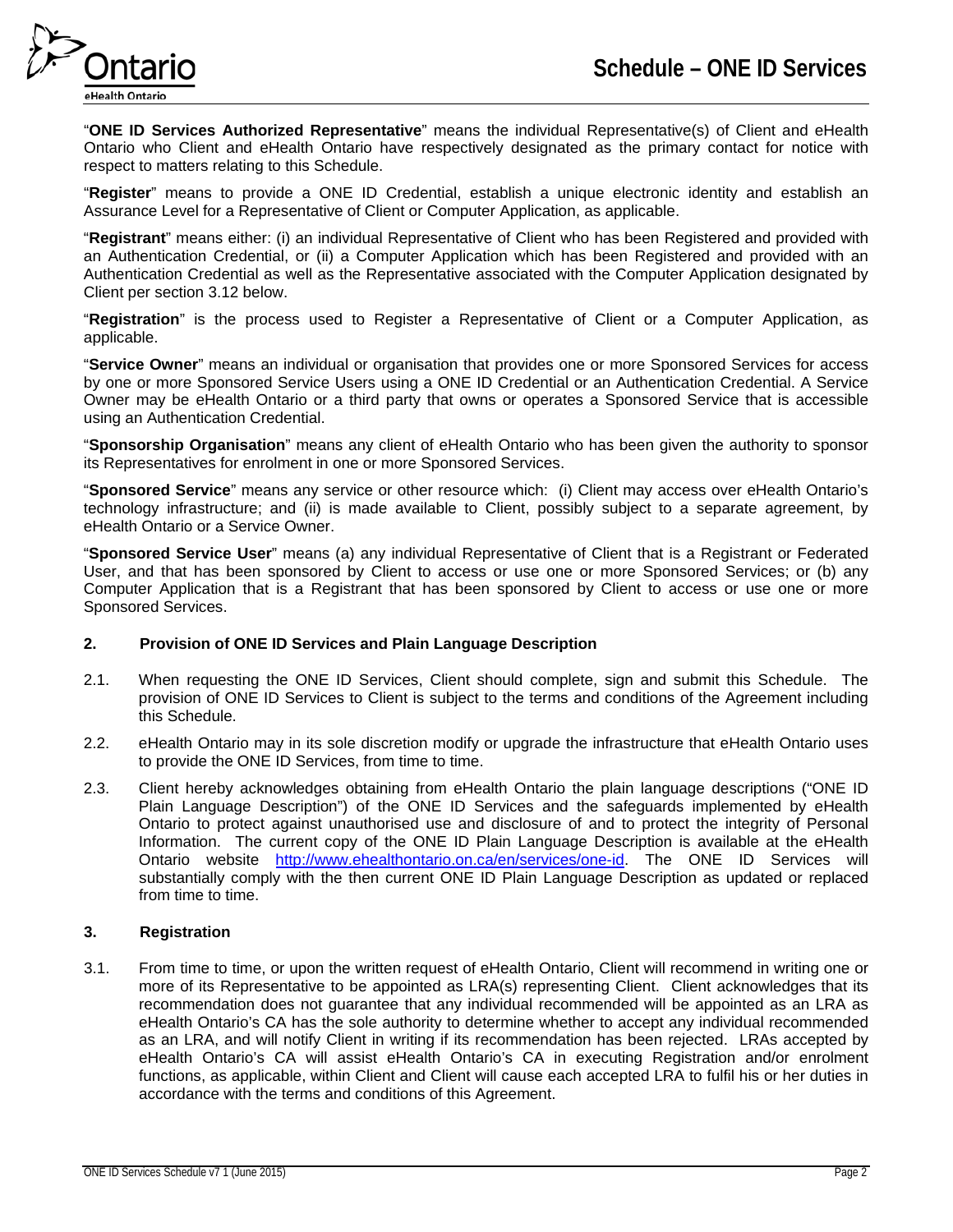"**ONE ID Services Authorized Representative**" means the individual Representative(s) of Client and eHealth Ontario who Client and eHealth Ontario have respectively designated as the primary contact for notice with respect to matters relating to this Schedule.

"**Register**" means to provide a ONE ID Credential, establish a unique electronic identity and establish an Assurance Level for a Representative of Client or Computer Application, as applicable.

"**Registrant**" means either: (i) an individual Representative of Client who has been Registered and provided with an Authentication Credential, or (ii) a Computer Application which has been Registered and provided with an Authentication Credential as well as the Representative associated with the Computer Application designated by Client per section 3.12 below.

"**Registration**" is the process used to Register a Representative of Client or a Computer Application, as applicable.

"**Service Owner**" means an individual or organisation that provides one or more Sponsored Services for access by one or more Sponsored Service Users using a ONE ID Credential or an Authentication Credential. A Service Owner may be eHealth Ontario or a third party that owns or operates a Sponsored Service that is accessible using an Authentication Credential.

"**Sponsorship Organisation**" means any client of eHealth Ontario who has been given the authority to sponsor its Representatives for enrolment in one or more Sponsored Services.

"**Sponsored Service**" means any service or other resource which: (i) Client may access over eHealth Ontario's technology infrastructure; and (ii) is made available to Client, possibly subject to a separate agreement, by eHealth Ontario or a Service Owner.

"**Sponsored Service User**" means (a) any individual Representative of Client that is a Registrant or Federated User, and that has been sponsored by Client to access or use one or more Sponsored Services; or (b) any Computer Application that is a Registrant that has been sponsored by Client to access or use one or more Sponsored Services.

## 2. Provision of ONE ID Services and Plain Language Description

2.1. When requesting the ONE ID Services, Client should complete, sign and submit this Schedule. The provision of ONE ID Services to Client is subject to the terms and conditions of the Agreement including this Schedule.

2.2. eHealth Ontario may in its sole discretion modify or upgrade the infrastructure that eHealth Ontario uses to provide the ONE ID Services, from time to time.

2.3. Client hereby acknowledges obtaining from eHealth Ontario the plain language descriptions ("ONE ID Plain Language Description") of the ONE ID Services and the safeguards implemented by eHealth Ontario to protect against unauthorised use and disclosure of and to protect the integrity of Personal Information. The current copy of the ONE ID Plain Language Description is available at the eHealth Ontario website http://www.ehealthontario.on.ca/en/services/one-id. The ONE ID Services will substantially comply with the then current ONE ID Plain Language Description as updated or replaced from time to time.

## 3. Registration

3.1. From time to time, or upon the written request of eHealth Ontario, Client will recommend in writing one or more of its Representative to be appointed as LRA(s) representing Client. Client acknowledges that its recommendation does not guarantee that any individual recommended will be appointed as an LRA as eHealth Ontario's CA has the sole authority to determine whether to accept any individual recommended as an LRA, and will notify Client in writing if its recommendation has been rejected. LRAs accepted by eHealth Ontario's CA will assist eHealth Ontario's CA in executing Registration and/or enrolment functions, as applicable, within Client and Client will cause each accepted LRA to fulfil his or her duties in accordance with the terms and conditions of this Agreement.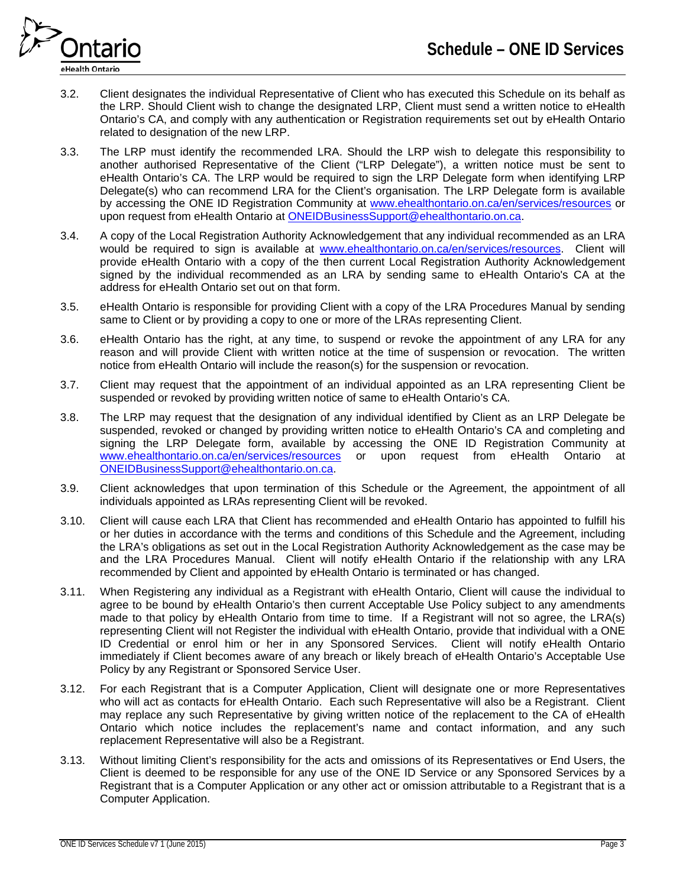3.2. Client designates the individual Representative of Client who has executed this Schedule on its behalf as the LRP. Should Client wish to change the designated LRP, Client must send a written notice to eHealth Ontario's CA, and comply with any authentication or Registration requirements set out by eHealth Ontario related to designation of the new LRP.

3.3. The LRP must identify the recommended LRA. Should the LRP wish to delegate this responsibility to another authorised Representative of the Client ("LRP Delegate"), a written notice must be sent to eHealth Ontario's CA. The LRP would be required to sign the LRP Delegate form when identifying LRP Delegate(s) who can recommend LRA for the Client's organisation. The LRP Delegate form is available by accessing the ONE ID Registration Community at www.ehealthontario.on.ca/en/services/resources or upon request from eHealth Ontario at ONEIDBusinessSupport@ehealthontario.on.ca.

3.4. A copy of the Local Registration Authority Acknowledgement that any individual recommended as an LRA would be required to sign is available at www.ehealthontario.on.ca/en/services/resources. Client will provide eHealth Ontario with a copy of the then current Local Registration Authority Acknowledgement signed by the individual recommended as an LRA by sending same to eHealth Ontario's CA at the address for eHealth Ontario set out on that form.

3.5. eHealth Ontario is responsible for providing Client with a copy of the LRA Procedures Manual by sending same to Client or by providing a copy to one or more of the LRAs representing Client.

3.6. eHealth Ontario has the right, at any time, to suspend or revoke the appointment of any LRA for any reason and will provide Client with written notice at the time of suspension or revocation. The written notice from eHealth Ontario will include the reason(s) for the suspension or revocation.

3.7. Client may request that the appointment of an individual appointed as an LRA representing Client be suspended or revoked by providing written notice of same to eHealth Ontario's CA.

3.8. The LRP may request that the designation of any individual identified by Client as an LRP Delegate be suspended, revoked or changed by providing written notice to eHealth Ontario's CA and completing and signing the LRP Delegate form, available by accessing the ONE ID Registration Community at www.ehealthontario.on.ca/en/services/resources or upon request from eHealth Ontario at ONEIDBusinessSupport@ehealthontario.on.ca.

3.9. Client acknowledges that upon termination of this Schedule or the Agreement, the appointment of all individuals appointed as LRAs representing Client will be revoked.

3.10. Client will cause each LRA that Client has recommended and eHealth Ontario has appointed to fulfill his or her duties in accordance with the terms and conditions of this Schedule and the Agreement, including the LRA's obligations as set out in the Local Registration Authority Acknowledgement as the case may be and the LRA Procedures Manual. Client will notify eHealth Ontario if the relationship with any LRA recommended by Client and appointed by eHealth Ontario is terminated or has changed.

3.11. When Registering any individual as a Registrant with eHealth Ontario, Client will cause the individual to agree to be bound by eHealth Ontario's then current Acceptable Use Policy subject to any amendments made to that policy by eHealth Ontario from time to time. If a Registrant will not so agree, the LRA(s) representing Client will not Register the individual with eHealth Ontario, provide that individual with a ONE ID Credential or enrol him or her in any Sponsored Services. Client will notify eHealth Ontario immediately if Client becomes aware of any breach or likely breach of eHealth Ontario's Acceptable Use Policy by any Registrant or Sponsored Service User.

3.12. For each Registrant that is a Computer Application, Client will designate one or more Representatives who will act as contacts for eHealth Ontario. Each such Representative will also be a Registrant. Client may replace any such Representative by giving written notice of the replacement to the CA of eHealth Ontario which notice includes the replacement's name and contact information, and any such replacement Representative will also be a Registrant.

3.13. Without limiting Client's responsibility for the acts and omissions of its Representatives or End Users, the Client is deemed to be responsible for any use of the ONE ID Service or any Sponsored Services by a Registrant that is a Computer Application or any other act or omission attributable to a Registrant that is a Computer Application.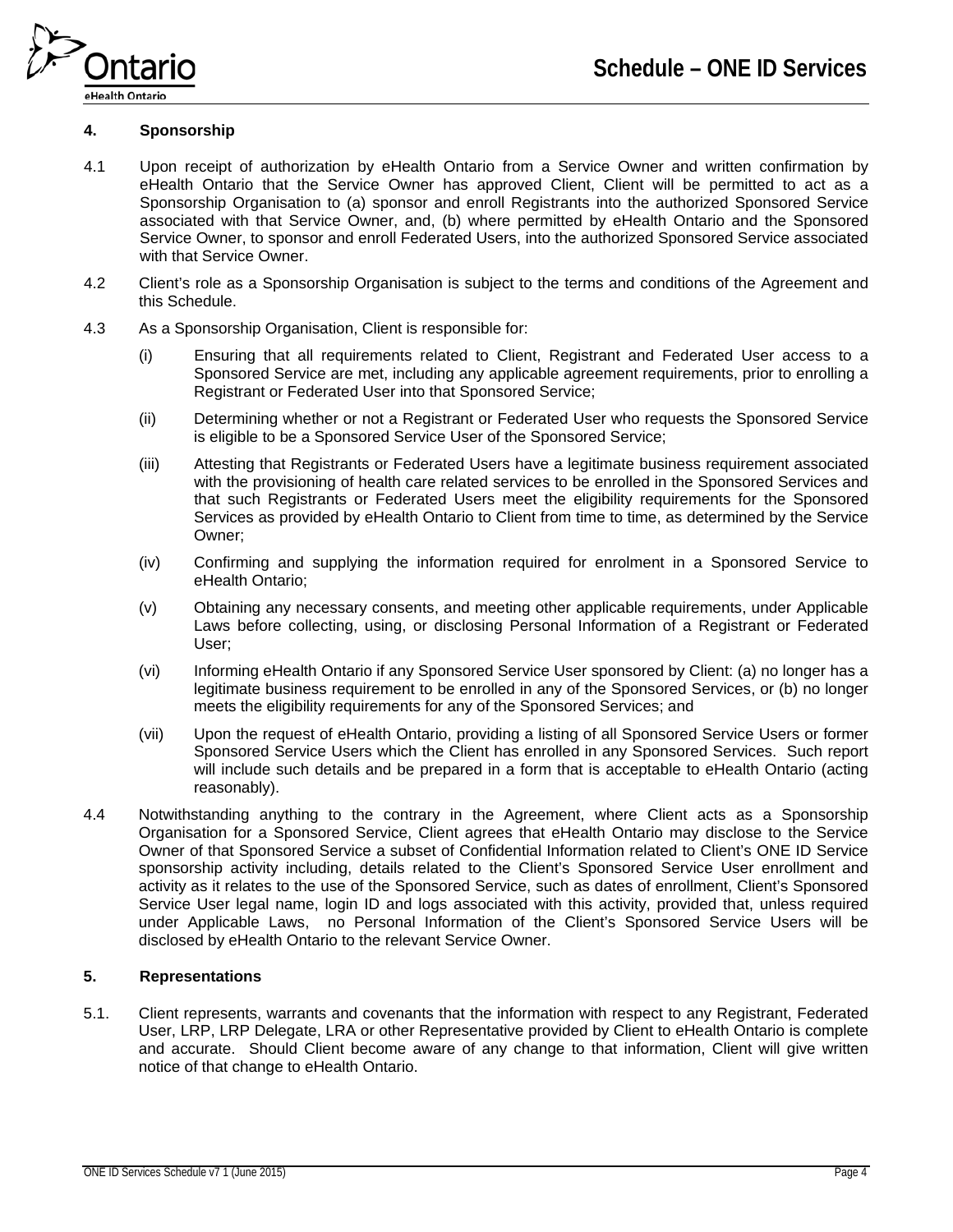## 4. Sponsorship

4.1 Upon receipt of authorization by eHealth Ontario from a Service Owner and written confirmation by eHealth Ontario that the Service Owner has approved Client, Client will be permitted to act as a Sponsorship Organisation to (a) sponsor and enroll Registrants into the authorized Sponsored Service associated with that Service Owner, and, (b) where permitted by eHealth Ontario and the Sponsored Service Owner, to sponsor and enroll Federated Users, into the authorized Sponsored Service associated with that Service Owner.

4.2 Client's role as a Sponsorship Organisation is subject to the terms and conditions of the Agreement and this Schedule.

4.3 As a Sponsorship Organisation, Client is responsible for:

(i) Ensuring that all requirements related to Client, Registrant and Federated User access to a Sponsored Service are met, including any applicable agreement requirements, prior to enrolling a Registrant or Federated User into that Sponsored Service;

(ii) Determining whether or not a Registrant or Federated User who requests the Sponsored Service is eligible to be a Sponsored Service User of the Sponsored Service;

(iii) Attesting that Registrants or Federated Users have a legitimate business requirement associated with the provisioning of health care related services to be enrolled in the Sponsored Services and that such Registrants or Federated Users meet the eligibility requirements for the Sponsored Services as provided by eHealth Ontario to Client from time to time, as determined by the Service Owner;

(iv) Confirming and supplying the information required for enrolment in a Sponsored Service to eHealth Ontario;

(v) Obtaining any necessary consents, and meeting other applicable requirements, under Applicable Laws before collecting, using, or disclosing Personal Information of a Registrant or Federated User;

(vi) Informing eHealth Ontario if any Sponsored Service User sponsored by Client: (a) no longer has a legitimate business requirement to be enrolled in any of the Sponsored Services, or (b) no longer meets the eligibility requirements for any of the Sponsored Services; and

(vii) Upon the request of eHealth Ontario, providing a listing of all Sponsored Service Users or former Sponsored Service Users which the Client has enrolled in any Sponsored Services. Such report will include such details and be prepared in a form that is acceptable to eHealth Ontario (acting reasonably).

4.4 Notwithstanding anything to the contrary in the Agreement, where Client acts as a Sponsorship Organisation for a Sponsored Service, Client agrees that eHealth Ontario may disclose to the Service Owner of that Sponsored Service a subset of Confidential Information related to Client's ONE ID Service sponsorship activity including, details related to the Client's Sponsored Service User enrollment and activity as it relates to the use of the Sponsored Service, such as dates of enrollment, Client's Sponsored Service User legal name, login ID and logs associated with this activity, provided that, unless required under Applicable Laws, no Personal Information of the Client's Sponsored Service Users will be disclosed by eHealth Ontario to the relevant Service Owner.

## 5. Representations

5.1. Client represents, warrants and covenants that the information with respect to any Registrant, Federated User, LRP, LRP Delegate, LRA or other Representative provided by Client to eHealth Ontario is complete and accurate. Should Client become aware of any change to that information, Client will give written notice of that change to eHealth Ontario.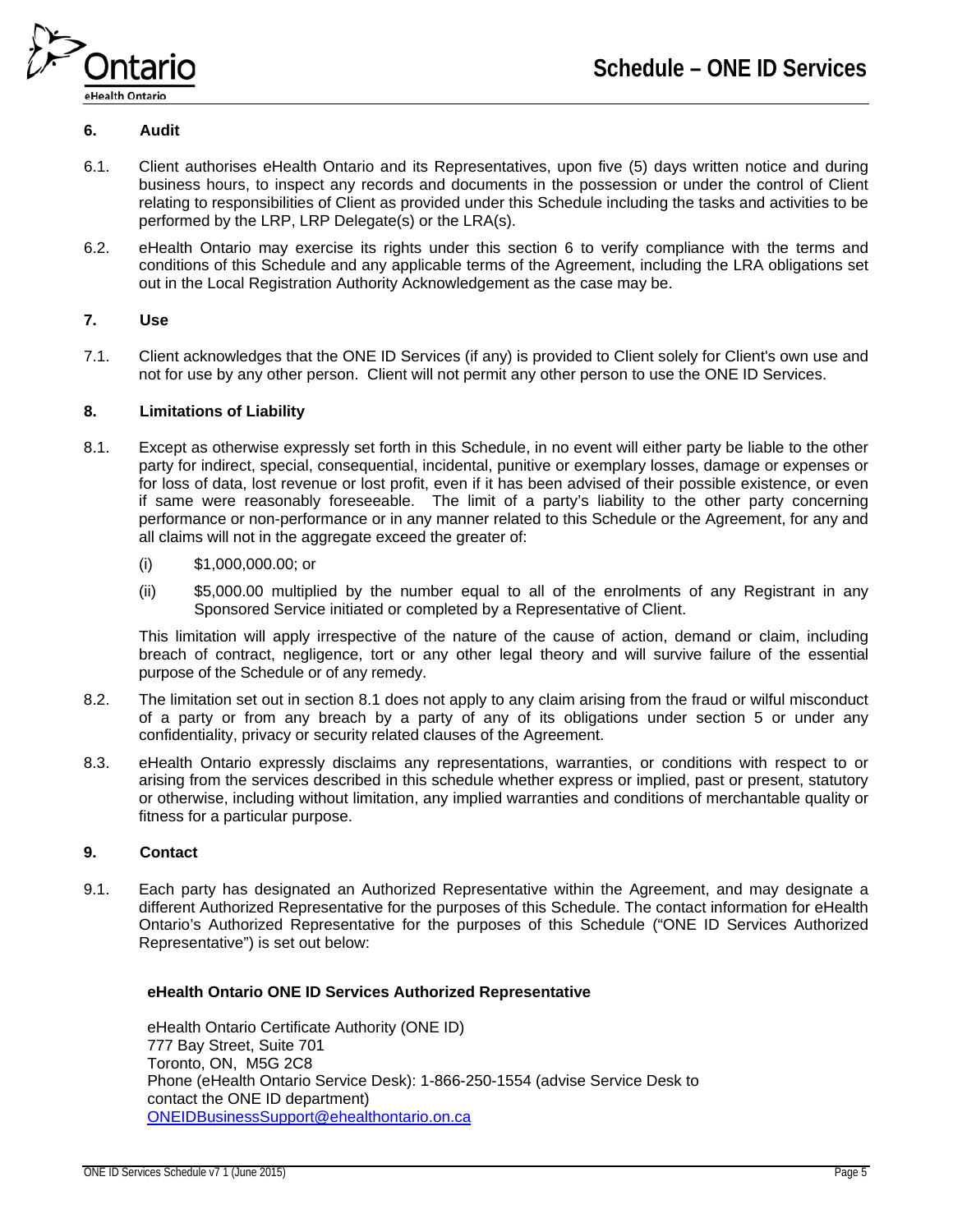## 6. Audit

6.1. Client authorises eHealth Ontario and its Representatives, upon five (5) days written notice and during business hours, to inspect any records and documents in the possession or under the control of Client relating to responsibilities of Client as provided under this Schedule including the tasks and activities to be performed by the LRP, LRP Delegate(s) or the LRA(s).

6.2. eHealth Ontario may exercise its rights under this section 6 to verify compliance with the terms and conditions of this Schedule and any applicable terms of the Agreement, including the LRA obligations set out in the Local Registration Authority Acknowledgement as the case may be.

## 7. Use

7.1. Client acknowledges that the ONE ID Services (if any) is provided to Client solely for Client's own use and not for use by any other person. Client will not permit any other person to use the ONE ID Services.

## 8. Limitations of Liability

8.1. Except as otherwise expressly set forth in this Schedule, in no event will either party be liable to the other party for indirect, special, consequential, incidental, punitive or exemplary losses, damage or expenses or for loss of data, lost revenue or lost profit, even if it has been advised of their possible existence, or even if same were reasonably foreseeable. The limit of a party's liability to the other party concerning performance or non-performance or in any manner related to this Schedule or the Agreement, for any and all claims will not in the aggregate exceed the greater of:

(i) $1,000,000.00; or

(ii) $5,000.00 multiplied by the number equal to all of the enrolments of any Registrant in any Sponsored Service initiated or completed by a Representative of Client.

This limitation will apply irrespective of the nature of the cause of action, demand or claim, including breach of contract, negligence, tort or any other legal theory and will survive failure of the essential purpose of the Schedule or of any remedy.

8.2. The limitation set out in section 8.1 does not apply to any claim arising from the fraud or wilful misconduct of a party or from any breach by a party of any of its obligations under section 5 or under any confidentiality, privacy or security related clauses of the Agreement.

8.3. eHealth Ontario expressly disclaims any representations, warranties, or conditions with respect to or arising from the services described in this schedule whether express or implied, past or present, statutory or otherwise, including without limitation, any implied warranties and conditions of merchantable quality or fitness for a particular purpose.

## 9. Contact

9.1. Each party has designated an Authorized Representative within the Agreement, and may designate a different Authorized Representative for the purposes of this Schedule. The contact information for eHealth Ontario's Authorized Representative for the purposes of this Schedule ("ONE ID Services Authorized Representative") is set out below:

**eHealth Ontario ONE ID Services Authorized Representative**

eHealth Ontario Certificate Authority (ONE ID)
777 Bay Street, Suite 701
Toronto, ON, M5G 2C8
Phone (eHealth Ontario Service Desk): 1-866-250-1554 (advise Service Desk to contact the ONE ID department)
ONEIDBusinessSupport@ehealthontario.on.ca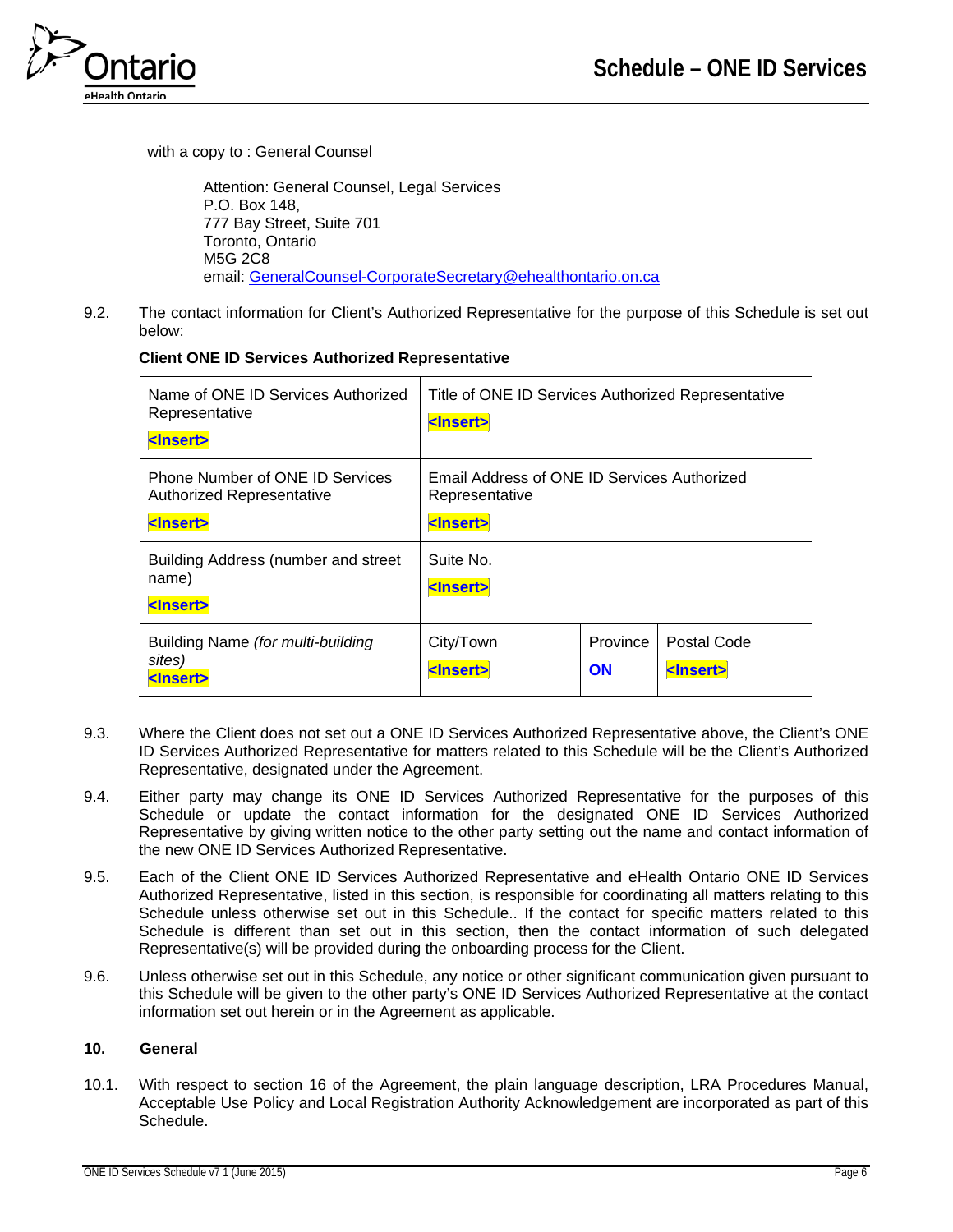with a copy to : General Counsel

Attention: General Counsel, Legal Services
P.O. Box 148,
777 Bay Street, Suite 701
Toronto, Ontario
M5G 2C8
email: GeneralCounsel-CorporateSecretary@ehealthontario.on.ca

9.2. The contact information for Client's Authorized Representative for the purpose of this Schedule is set out below:

**Client ONE ID Services Authorized Representative**

| Name of ONE ID Services Authorized Representative <Insert> | Title of ONE ID Services Authorized Representative <Insert> | | |
|---|---|---|---|
| Phone Number of ONE ID Services Authorized Representative <Insert> | Email Address of ONE ID Services Authorized Representative <Insert> | | |
| Building Address (number and street name) <Insert> | Suite No. <Insert> | | |
| Building Name *(for multi-building sites)* <Insert> | City/Town <Insert> | Province ON | Postal Code <Insert> |

9.3. Where the Client does not set out a ONE ID Services Authorized Representative above, the Client's ONE ID Services Authorized Representative for matters related to this Schedule will be the Client's Authorized Representative, designated under the Agreement.

9.4. Either party may change its ONE ID Services Authorized Representative for the purposes of this Schedule or update the contact information for the designated ONE ID Services Authorized Representative by giving written notice to the other party setting out the name and contact information of the new ONE ID Services Authorized Representative.

9.5. Each of the Client ONE ID Services Authorized Representative and eHealth Ontario ONE ID Services Authorized Representative, listed in this section, is responsible for coordinating all matters relating to this Schedule unless otherwise set out in this Schedule.. If the contact for specific matters related to this Schedule is different than set out in this section, then the contact information of such delegated Representative(s) will be provided during the onboarding process for the Client.

9.6. Unless otherwise set out in this Schedule, any notice or other significant communication given pursuant to this Schedule will be given to the other party's ONE ID Services Authorized Representative at the contact information set out herein or in the Agreement as applicable.

## 10. General

10.1. With respect to section 16 of the Agreement, the plain language description, LRA Procedures Manual, Acceptable Use Policy and Local Registration Authority Acknowledgement are incorporated as part of this Schedule.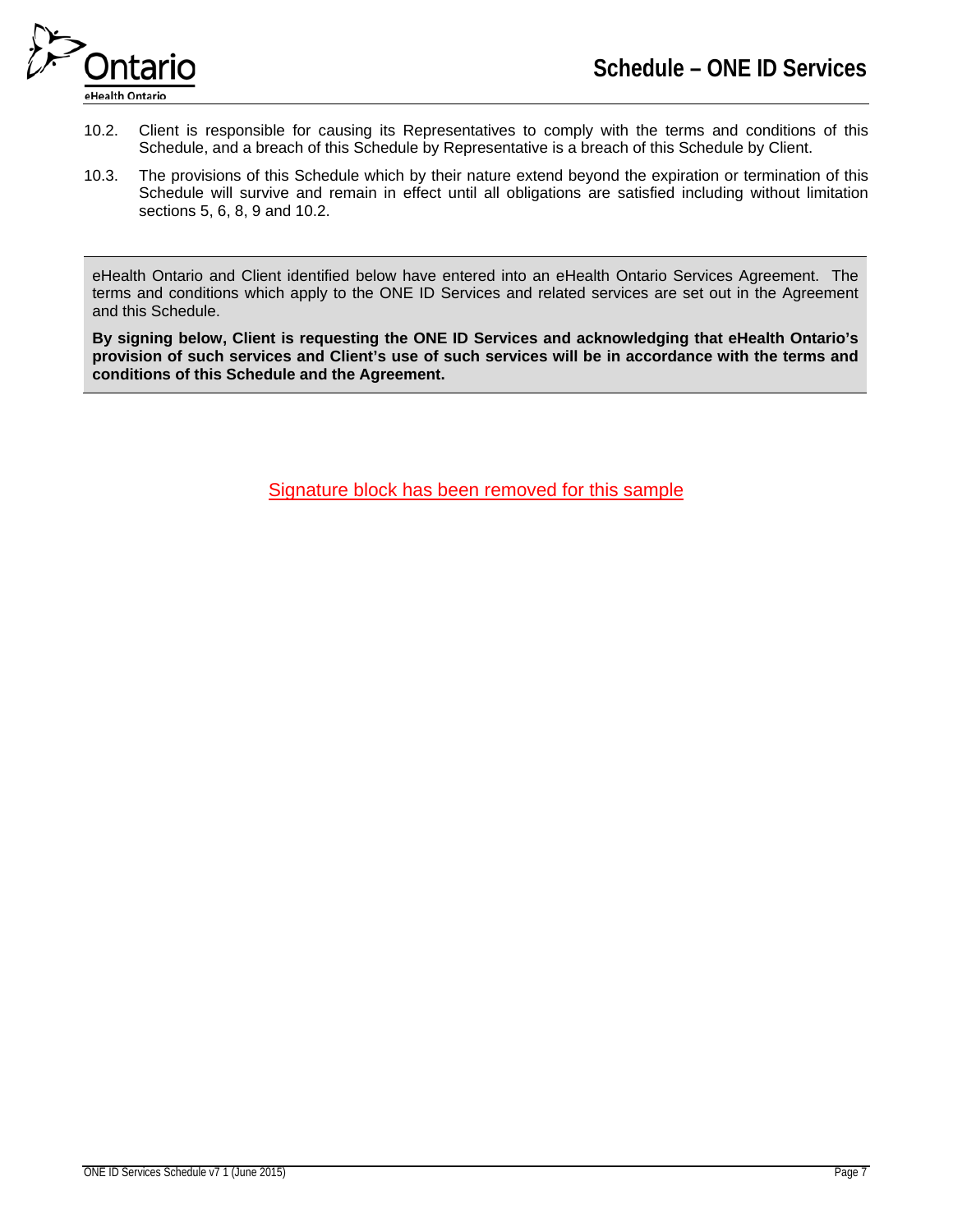10.2. Client is responsible for causing its Representatives to comply with the terms and conditions of this Schedule, and a breach of this Schedule by Representative is a breach of this Schedule by Client.

10.3. The provisions of this Schedule which by their nature extend beyond the expiration or termination of this Schedule will survive and remain in effect until all obligations are satisfied including without limitation sections 5, 6, 8, 9 and 10.2.

eHealth Ontario and Client identified below have entered into an eHealth Ontario Services Agreement. The terms and conditions which apply to the ONE ID Services and related services are set out in the Agreement and this Schedule.

**By signing below, Client is requesting the ONE ID Services and acknowledging that eHealth Ontario's provision of such services and Client's use of such services will be in accordance with the terms and conditions of this Schedule and the Agreement.**

Signature block has been removed for this sample